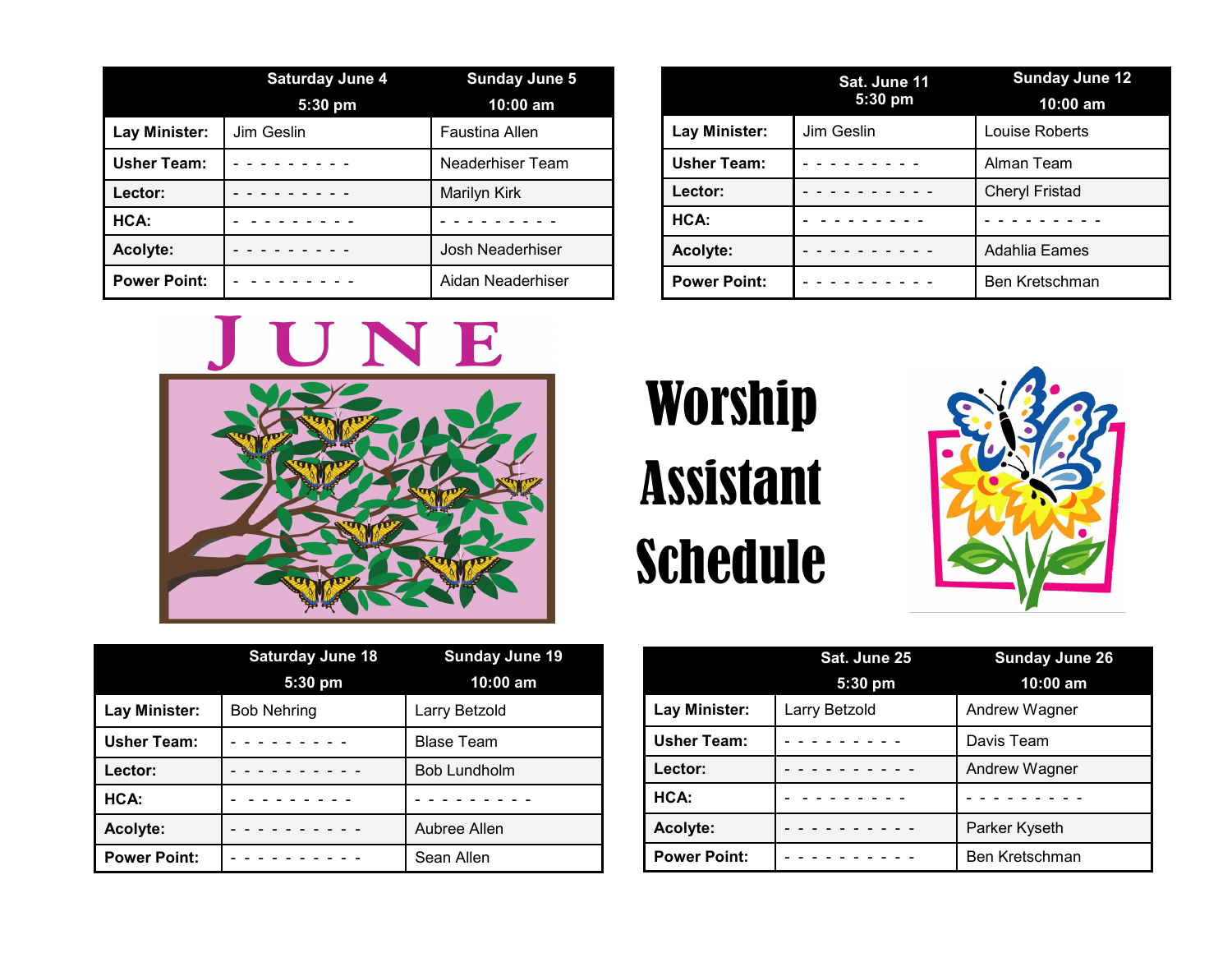# JUNE

# Worship Assistant Schedule

| | Saturday June 4 5:30 pm | Sunday June 5 10:00 am |
|---|---|---|
| **Lay Minister:** | Jim Geslin | Faustina Allen |
| **Usher Team:** | - - - - - - - - - | Neaderhiser Team |
| **Lector:** | - - - - - - - - - | Marilyn Kirk |
| **HCA:** | - - - - - - - - - | - - - - - - - - - |
| **Acolyte:** | - - - - - - - - - | Josh Neaderhiser |
| **Power Point:** | - - - - - - - - - | Aidan Neaderhiser |

| | Sat. June 11 5:30 pm | Sunday June 12 10:00 am |
|---|---|---|
| **Lay Minister:** | Jim Geslin | Louise Roberts |
| **Usher Team:** | - - - - - - - - - | Alman Team |
| **Lector:** | - - - - - - - - - - | Cheryl Fristad |
| **HCA:** | - - - - - - - - - | - - - - - - - - - |
| **Acolyte:** | - - - - - - - - - - | Adahlia Eames |
| **Power Point:** | - - - - - - - - - - | Ben Kretschman |

| | Saturday June 18 5:30 pm | Sunday June 19 10:00 am |
|---|---|---|
| **Lay Minister:** | Bob Nehring | Larry Betzold |
| **Usher Team:** | - - - - - - - - - | Blase Team |
| **Lector:** | - - - - - - - - - - | Bob Lundholm |
| **HCA:** | - - - - - - - - - | - - - - - - - - - |
| **Acolyte:** | - - - - - - - - - - | Aubree Allen |
| **Power Point:** | - - - - - - - - - - | Sean Allen |

| | Sat. June 25 5:30 pm | Sunday June 26 10:00 am |
|---|---|---|
| **Lay Minister:** | Larry Betzold | Andrew Wagner |
| **Usher Team:** | - - - - - - - - - | Davis Team |
| **Lector:** | - - - - - - - - - - | Andrew Wagner |
| **HCA:** | - - - - - - - - - | - - - - - - - - - |
| **Acolyte:** | - - - - - - - - - - | Parker Kyseth |
| **Power Point:** | - - - - - - - - - - | Ben Kretschman |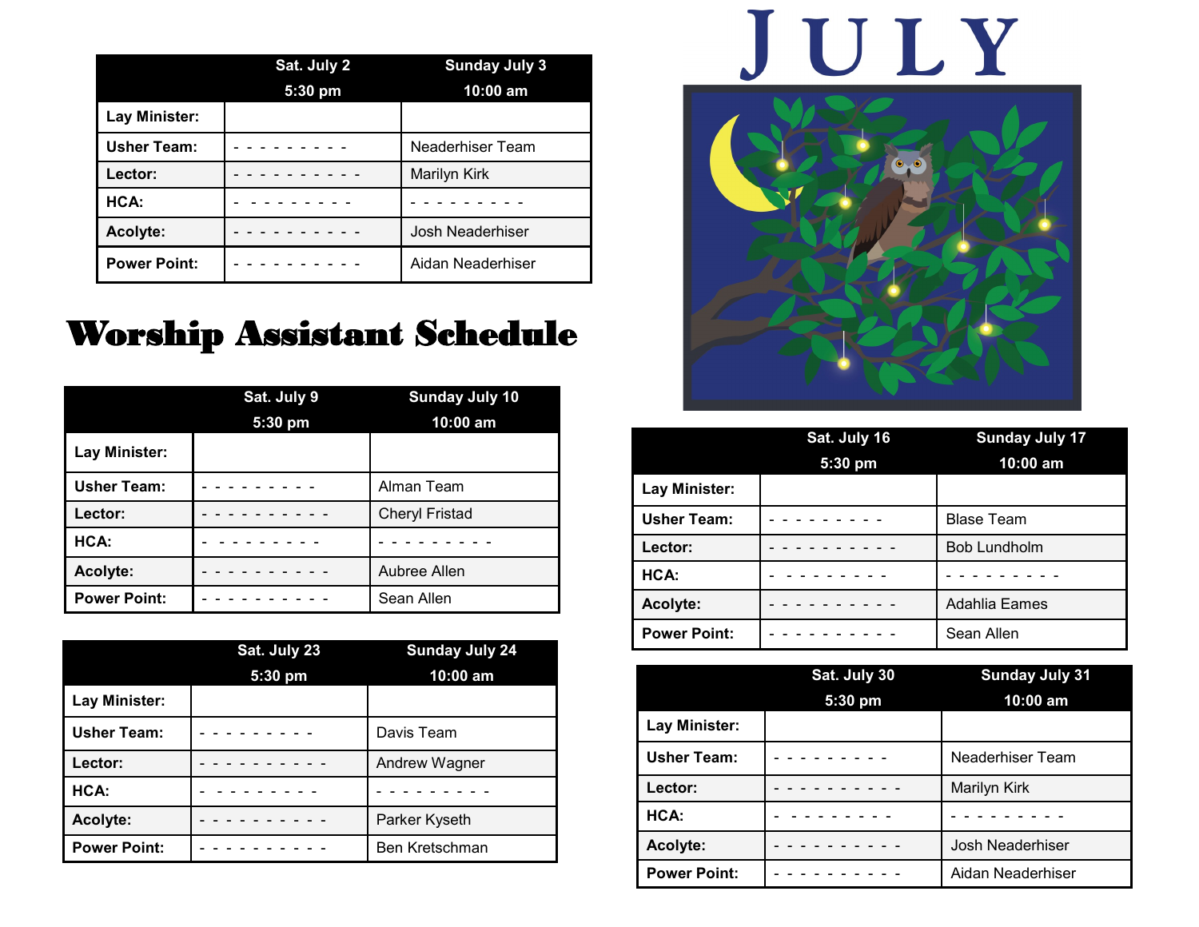# JULY

## Worship Assistant Schedule

| | Sat. July 2 5:30 pm | Sunday July 3 10:00 am |
|---|---|---|
| Lay Minister: | | |
| Usher Team: | - - - - - - - - - | Neaderhiser Team |
| Lector: | - - - - - - - - - - | Marilyn Kirk |
| HCA: | - - - - - - - - - | - - - - - - - - - |
| Acolyte: | - - - - - - - - - - | Josh Neaderhiser |
| Power Point: | - - - - - - - - - - | Aidan Neaderhiser |

| | Sat. July 9 5:30 pm | Sunday July 10 10:00 am |
|---|---|---|
| Lay Minister: | | |
| Usher Team: | - - - - - - - - - | Alman Team |
| Lector: | - - - - - - - - - - | Cheryl Fristad |
| HCA: | - - - - - - - - - | - - - - - - - - - |
| Acolyte: | - - - - - - - - - - | Aubree Allen |
| Power Point: | - - - - - - - - - - | Sean Allen |

| | Sat. July 16 5:30 pm | Sunday July 17 10:00 am |
|---|---|---|
| Lay Minister: | | |
| Usher Team: | - - - - - - - - - | Blase Team |
| Lector: | - - - - - - - - - - | Bob Lundholm |
| HCA: | - - - - - - - - - | - - - - - - - - - |
| Acolyte: | - - - - - - - - - - | Adahlia Eames |
| Power Point: | - - - - - - - - - - | Sean Allen |

| | Sat. July 23 5:30 pm | Sunday July 24 10:00 am |
|---|---|---|
| Lay Minister: | | |
| Usher Team: | - - - - - - - - - | Davis Team |
| Lector: | - - - - - - - - - - | Andrew Wagner |
| HCA: | - - - - - - - - - | - - - - - - - - - |
| Acolyte: | - - - - - - - - - - | Parker Kyseth |
| Power Point: | - - - - - - - - - - | Ben Kretschman |

| | Sat. July 30 5:30 pm | Sunday July 31 10:00 am |
|---|---|---|
| Lay Minister: | | |
| Usher Team: | - - - - - - - - - | Neaderhiser Team |
| Lector: | - - - - - - - - - - | Marilyn Kirk |
| HCA: | - - - - - - - - - | - - - - - - - - - |
| Acolyte: | - - - - - - - - - - | Josh Neaderhiser |
| Power Point: | - - - - - - - - - - | Aidan Neaderhiser |